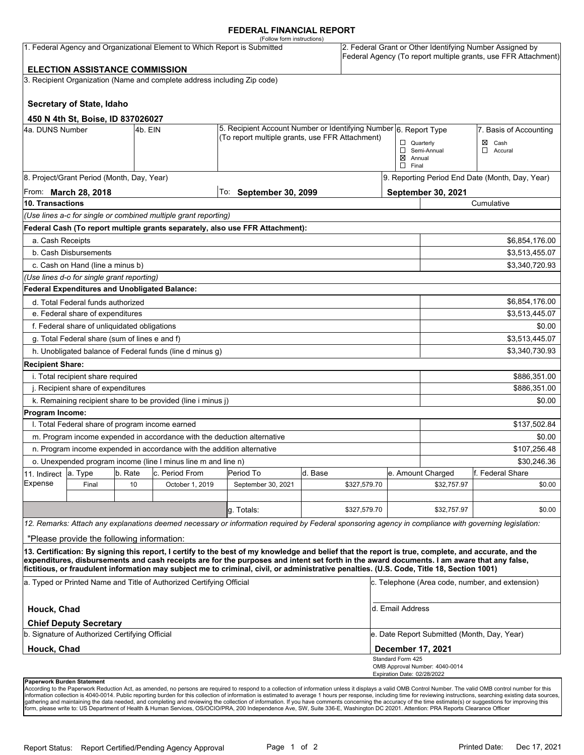# FEDERAL FINANCIAL REPORT

(Follow form instructions)

| | |
|---|---|
| 1. Federal Agency and Organizational Element to Which Report is Submitted<br>**ELECTION ASSISTANCE COMMISSION** | 2. Federal Grant or Other Identifying Number Assigned by Federal Agency (To report multiple grants, use FFR Attachment) |
| 3. Recipient Organization (Name and complete address including Zip code)<br>**Secretary of State, Idaho**<br>**450 N 4th St, Boise, ID 837026027** | |

| 4a. DUNS Number | 4b. EIN | 5. Recipient Account Number or Identifying Number (To report multiple grants, use FFR Attachment) | 6. Report Type | 7. Basis of Accounting |
|---|---|---|---|---|
| | | | ☐ Quarterly<br>☐ Semi-Annual<br>☒ Annual<br>☐ Final | ☒ Cash<br>☐ Accural |

| 8. Project/Grant Period (Month, Day, Year) | | 9. Reporting Period End Date (Month, Day, Year) |
|---|---|---|
| From: **March 28, 2018** | To: **September 30, 2099** | **September 30, 2021** |

| 10. Transactions | Cumulative |
|---|---|
| *(Use lines a-c for single or combined multiple grant reporting)* | |
| **Federal Cash (To report multiple grants separately, also use FFR Attachment):** | |
| a. Cash Receipts | $6,854,176.00 |
| b. Cash Disbursements | $3,513,455.07 |
| c. Cash on Hand (line a minus b) | $3,340,720.93 |
| *(Use lines d-o for single grant reporting)* | |
| **Federal Expenditures and Unobligated Balance:** | |
| d. Total Federal funds authorized | $6,854,176.00 |
| e. Federal share of expenditures | $3,513,445.07 |
| f. Federal share of unliquidated obligations | $0.00 |
| g. Total Federal share (sum of lines e and f) | $3,513,445.07 |
| h. Unobligated balance of Federal funds (line d minus g) | $3,340,730.93 |
| **Recipient Share:** | |
| i. Total recipient share required | $886,351.00 |
| j. Recipient share of expenditures | $886,351.00 |
| k. Remaining recipient share to be provided (line i minus j) | $0.00 |
| **Program Income:** | |
| l. Total Federal share of program income earned | $137,502.84 |
| m. Program income expended in accordance with the deduction alternative | $0.00 |
| n. Program income expended in accordance with the addition alternative | $107,256.48 |
| o. Unexpended program income (line l minus line m and line n) | $30,246.36 |

| 11. Indirect Expense | a. Type | b. Rate | c. Period From | Period To | d. Base | e. Amount Charged | f. Federal Share |
|---|---|---|---|---|---|---|---|
| | Final | 10 | October 1, 2019 | September 30, 2021 | $327,579.70 | $32,757.97 | $0.00 |
| | | | | | | | |
| | | | | g. Totals: | $327,579.70 | $32,757.97 | $0.00 |

*12. Remarks: Attach any explanations deemed necessary or information required by Federal sponsoring agency in compliance with governing legislation:*

"Please provide the following information:

**13. Certification: By signing this report, I certify to the best of my knowledge and belief that the report is true, complete, and accurate, and the expenditures, disbursements and cash receipts are for the purposes and intent set forth in the award documents. I am aware that any false, fictitious, or fraudulent information may subject me to criminal, civil, or administrative penalties. (U.S. Code, Title 18, Section 1001)**

| | |
|---|---|
| a. Typed or Printed Name and Title of Authorized Certifying Official<br>**Houck, Chad**<br>**Chief Deputy Secretary** | c. Telephone (Area code, number, and extension)<br><br>d. Email Address |
| b. Signature of Authorized Certifying Official<br>**Houck, Chad** | e. Date Report Submitted (Month, Day, Year)<br>**December 17, 2021** |

Standard Form 425
OMB Approval Number: 4040-0014
Expiration Date: 02/28/2022

**Paperwork Burden Statement**
According to the Paperwork Reduction Act, as amended, no persons are required to respond to a collection of information unless it displays a valid OMB Control Number. The valid OMB control number for this information collection is 4040-0014. Public reporting burden for this collection of information is estimated to average 1 hours per response, including time for reviewing instructions, searching existing data sources, gathering and maintaining the data needed, and completing and reviewing the collection of information. If you have comments concerning the accuracy of the time estimate(s) or suggestions for improving this form, please write to: US Department of Health & Human Services, OS/OCIO/PRA, 200 Independence Ave, SW, Suite 336-E, Washington DC 20201. Attention: PRA Reports Clearance Officer

Report Status: Report Certified/Pending Agency Approval

Printed Date: Dec 17, 2021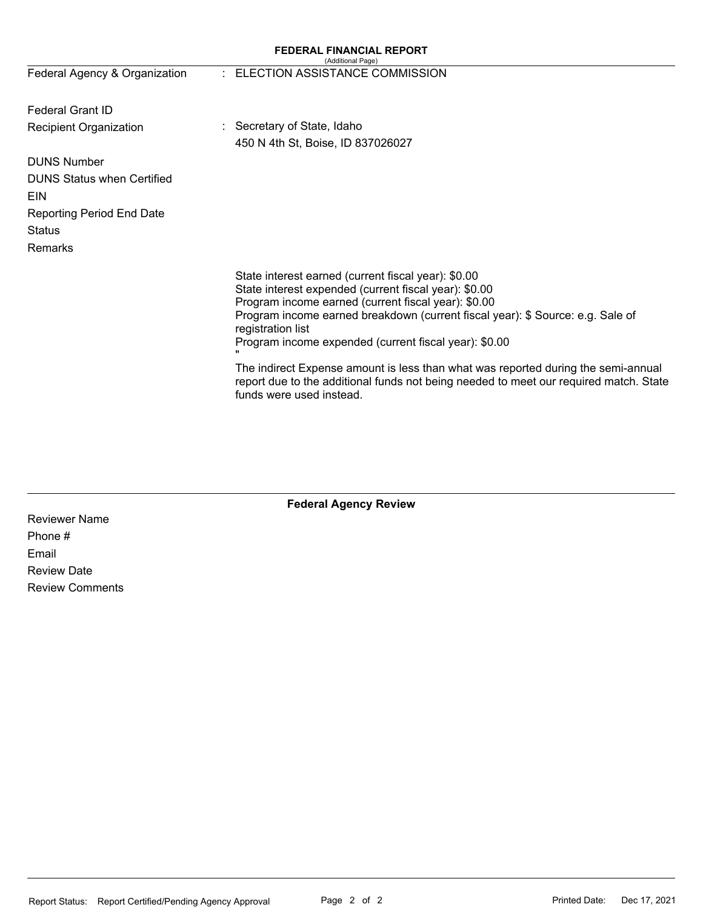**FEDERAL FINANCIAL REPORT**
(Additional Page)

| | | |
|---|---|---|
| Federal Agency & Organization | : | ELECTION ASSISTANCE COMMISSION |
| Federal Grant ID | | |
| Recipient Organization | : | Secretary of State, Idaho<br>450 N 4th St, Boise, ID 837026027 |
| DUNS Number | | |
| DUNS Status when Certified | | |
| EIN | | |
| Reporting Period End Date | | |
| Status | | |
| Remarks | | |

State interest earned (current fiscal year): $0.00
State interest expended (current fiscal year): $0.00
Program income earned (current fiscal year): $0.00
Program income earned breakdown (current fiscal year): $ Source: e.g. Sale of registration list
Program income expended (current fiscal year): $0.00
"
The indirect Expense amount is less than what was reported during the semi-annual report due to the additional funds not being needed to meet our required match. State funds were used instead.

**Federal Agency Review**

Reviewer Name
Phone #
Email
Review Date
Review Comments

Report Status: Report Certified/Pending Agency Approval

Printed Date: Dec 17, 2021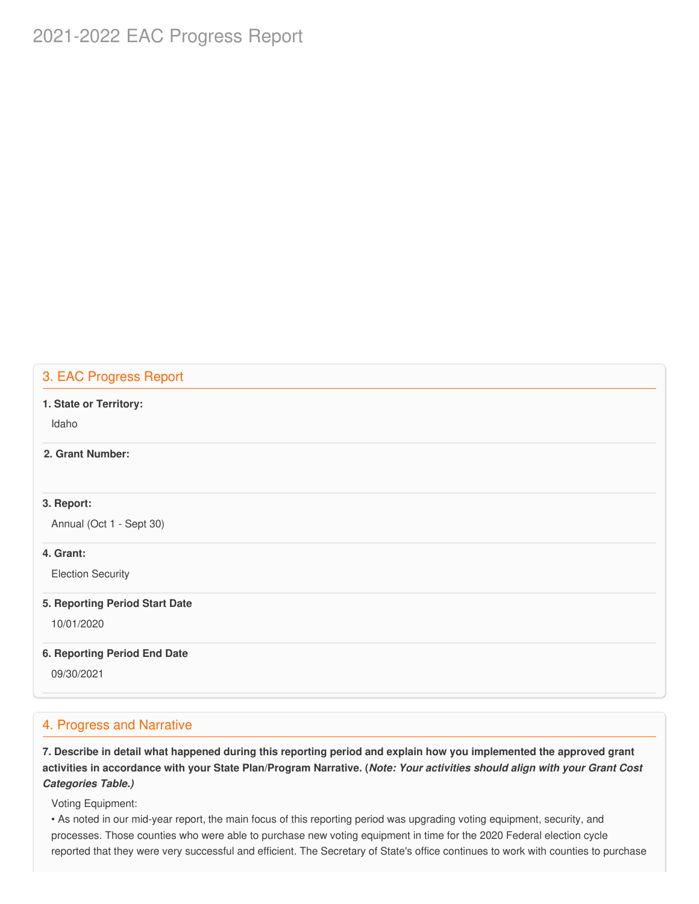# 2021-2022 EAC Progress Report

## 3. EAC Progress Report

**1. State or Territory:**

Idaho

**2. Grant Number:**

**3. Report:**

Annual (Oct 1 - Sept 30)

**4. Grant:**

Election Security

**5. Reporting Period Start Date**

10/01/2020

**6. Reporting Period End Date**

09/30/2021

## 4. Progress and Narrative

**7. Describe in detail what happened during this reporting period and explain how you implemented the approved grant activities in accordance with your State Plan/Program Narrative. (*Note: Your activities should align with your Grant Cost Categories Table.)***

Voting Equipment:

• As noted in our mid-year report, the main focus of this reporting period was upgrading voting equipment, security, and processes. Those counties who were able to purchase new voting equipment in time for the 2020 Federal election cycle reported that they were very successful and efficient. The Secretary of State's office continues to work with counties to purchase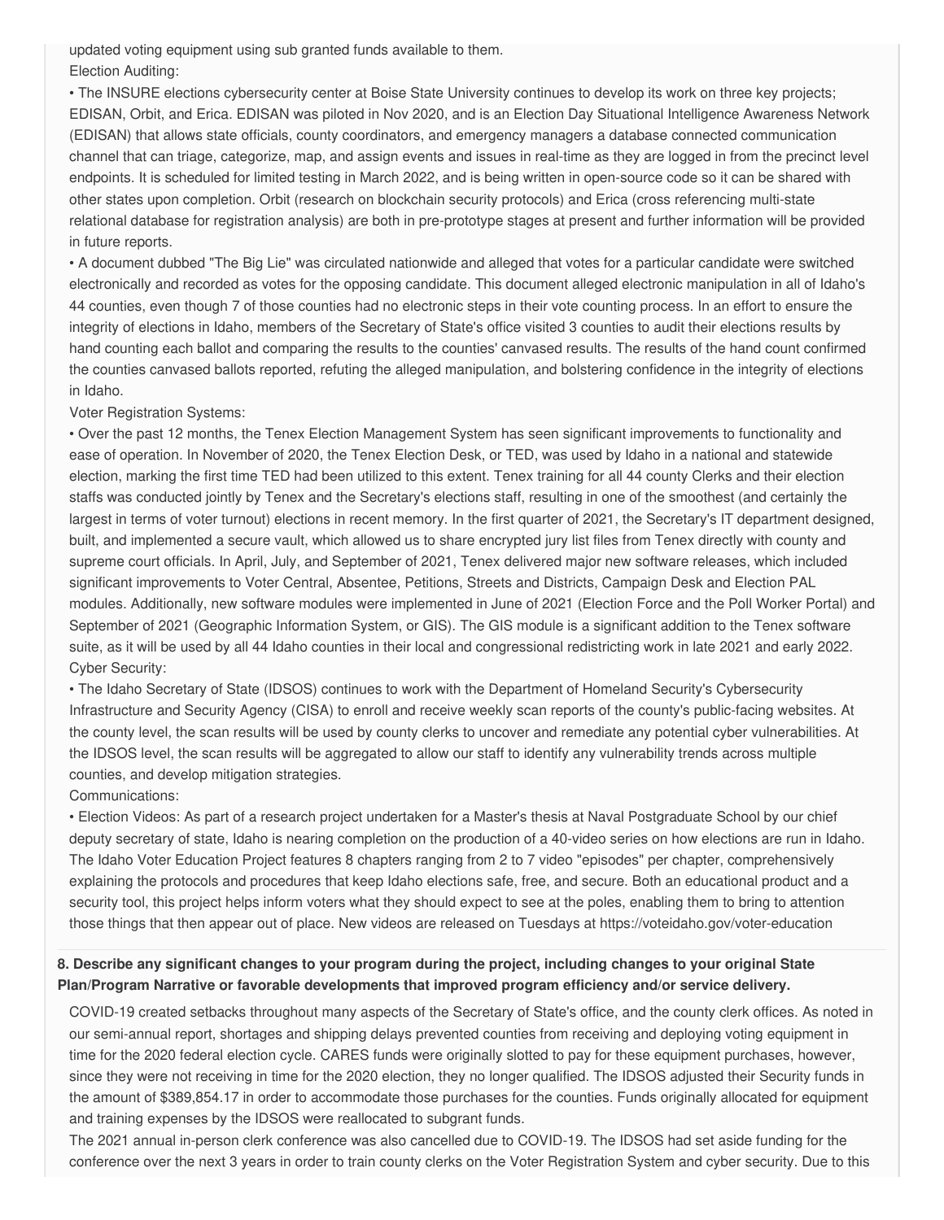updated voting equipment using sub granted funds available to them.

Election Auditing:

• The INSURE elections cybersecurity center at Boise State University continues to develop its work on three key projects; EDISAN, Orbit, and Erica. EDISAN was piloted in Nov 2020, and is an Election Day Situational Intelligence Awareness Network (EDISAN) that allows state officials, county coordinators, and emergency managers a database connected communication channel that can triage, categorize, map, and assign events and issues in real-time as they are logged in from the precinct level endpoints. It is scheduled for limited testing in March 2022, and is being written in open-source code so it can be shared with other states upon completion. Orbit (research on blockchain security protocols) and Erica (cross referencing multi-state relational database for registration analysis) are both in pre-prototype stages at present and further information will be provided in future reports.

• A document dubbed "The Big Lie" was circulated nationwide and alleged that votes for a particular candidate were switched electronically and recorded as votes for the opposing candidate. This document alleged electronic manipulation in all of Idaho's 44 counties, even though 7 of those counties had no electronic steps in their vote counting process. In an effort to ensure the integrity of elections in Idaho, members of the Secretary of State's office visited 3 counties to audit their elections results by hand counting each ballot and comparing the results to the counties' canvased results. The results of the hand count confirmed the counties canvased ballots reported, refuting the alleged manipulation, and bolstering confidence in the integrity of elections in Idaho.

Voter Registration Systems:

• Over the past 12 months, the Tenex Election Management System has seen significant improvements to functionality and ease of operation. In November of 2020, the Tenex Election Desk, or TED, was used by Idaho in a national and statewide election, marking the first time TED had been utilized to this extent. Tenex training for all 44 county Clerks and their election staffs was conducted jointly by Tenex and the Secretary's elections staff, resulting in one of the smoothest (and certainly the largest in terms of voter turnout) elections in recent memory. In the first quarter of 2021, the Secretary's IT department designed, built, and implemented a secure vault, which allowed us to share encrypted jury list files from Tenex directly with county and supreme court officials. In April, July, and September of 2021, Tenex delivered major new software releases, which included significant improvements to Voter Central, Absentee, Petitions, Streets and Districts, Campaign Desk and Election PAL modules. Additionally, new software modules were implemented in June of 2021 (Election Force and the Poll Worker Portal) and September of 2021 (Geographic Information System, or GIS). The GIS module is a significant addition to the Tenex software suite, as it will be used by all 44 Idaho counties in their local and congressional redistricting work in late 2021 and early 2022.

Cyber Security:

• The Idaho Secretary of State (IDSOS) continues to work with the Department of Homeland Security's Cybersecurity Infrastructure and Security Agency (CISA) to enroll and receive weekly scan reports of the county's public-facing websites. At the county level, the scan results will be used by county clerks to uncover and remediate any potential cyber vulnerabilities. At the IDSOS level, the scan results will be aggregated to allow our staff to identify any vulnerability trends across multiple counties, and develop mitigation strategies.

Communications:

• Election Videos: As part of a research project undertaken for a Master's thesis at Naval Postgraduate School by our chief deputy secretary of state, Idaho is nearing completion on the production of a 40-video series on how elections are run in Idaho. The Idaho Voter Education Project features 8 chapters ranging from 2 to 7 video "episodes" per chapter, comprehensively explaining the protocols and procedures that keep Idaho elections safe, free, and secure. Both an educational product and a security tool, this project helps inform voters what they should expect to see at the poles, enabling them to bring to attention those things that then appear out of place. New videos are released on Tuesdays at https://voteidaho.gov/voter-education

**8. Describe any significant changes to your program during the project, including changes to your original State Plan/Program Narrative or favorable developments that improved program efficiency and/or service delivery.**

COVID-19 created setbacks throughout many aspects of the Secretary of State's office, and the county clerk offices. As noted in our semi-annual report, shortages and shipping delays prevented counties from receiving and deploying voting equipment in time for the 2020 federal election cycle. CARES funds were originally slotted to pay for these equipment purchases, however, since they were not receiving in time for the 2020 election, they no longer qualified. The IDSOS adjusted their Security funds in the amount of $389,854.17 in order to accommodate those purchases for the counties. Funds originally allocated for equipment and training expenses by the IDSOS were reallocated to subgrant funds.

The 2021 annual in-person clerk conference was also cancelled due to COVID-19. The IDSOS had set aside funding for the conference over the next 3 years in order to train county clerks on the Voter Registration System and cyber security. Due to this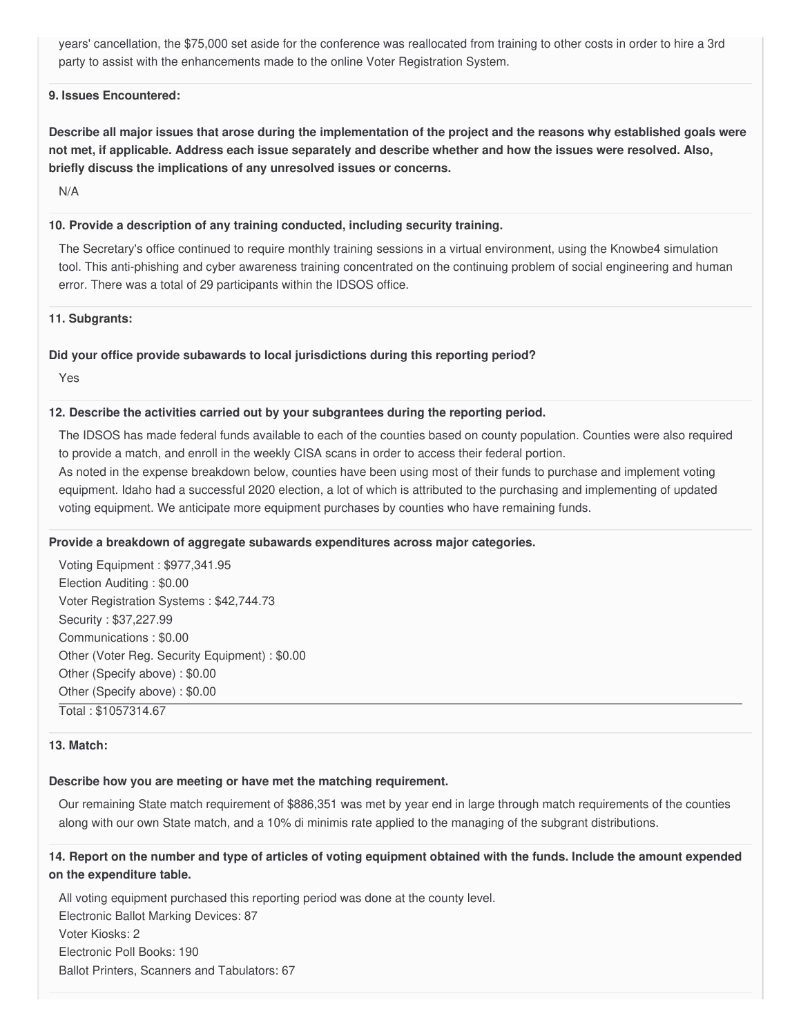years' cancellation, the $75,000 set aside for the conference was reallocated from training to other costs in order to hire a 3rd party to assist with the enhancements made to the online Voter Registration System.

**9. Issues Encountered:**

**Describe all major issues that arose during the implementation of the project and the reasons why established goals were not met, if applicable. Address each issue separately and describe whether and how the issues were resolved. Also, briefly discuss the implications of any unresolved issues or concerns.**

N/A

**10. Provide a description of any training conducted, including security training.**

The Secretary's office continued to require monthly training sessions in a virtual environment, using the Knowbe4 simulation tool. This anti-phishing and cyber awareness training concentrated on the continuing problem of social engineering and human error. There was a total of 29 participants within the IDSOS office.

**11. Subgrants:**

**Did your office provide subawards to local jurisdictions during this reporting period?**

Yes

**12. Describe the activities carried out by your subgrantees during the reporting period.**

The IDSOS has made federal funds available to each of the counties based on county population. Counties were also required to provide a match, and enroll in the weekly CISA scans in order to access their federal portion.
As noted in the expense breakdown below, counties have been using most of their funds to purchase and implement voting equipment. Idaho had a successful 2020 election, a lot of which is attributed to the purchasing and implementing of updated voting equipment. We anticipate more equipment purchases by counties who have remaining funds.

**Provide a breakdown of aggregate subawards expenditures across major categories.**

Voting Equipment : $977,341.95
Election Auditing : $0.00
Voter Registration Systems : $42,744.73
Security : $37,227.99
Communications : $0.00
Other (Voter Reg. Security Equipment) : $0.00
Other (Specify above) : $0.00
Other (Specify above) : $0.00
Total : $1057314.67

**13. Match:**

**Describe how you are meeting or have met the matching requirement.**

Our remaining State match requirement of $886,351 was met by year end in large through match requirements of the counties along with our own State match, and a 10% di minimis rate applied to the managing of the subgrant distributions.

**14. Report on the number and type of articles of voting equipment obtained with the funds. Include the amount expended on the expenditure table.**

All voting equipment purchased this reporting period was done at the county level.
Electronic Ballot Marking Devices: 87
Voter Kiosks: 2
Electronic Poll Books: 190
Ballot Printers, Scanners and Tabulators: 67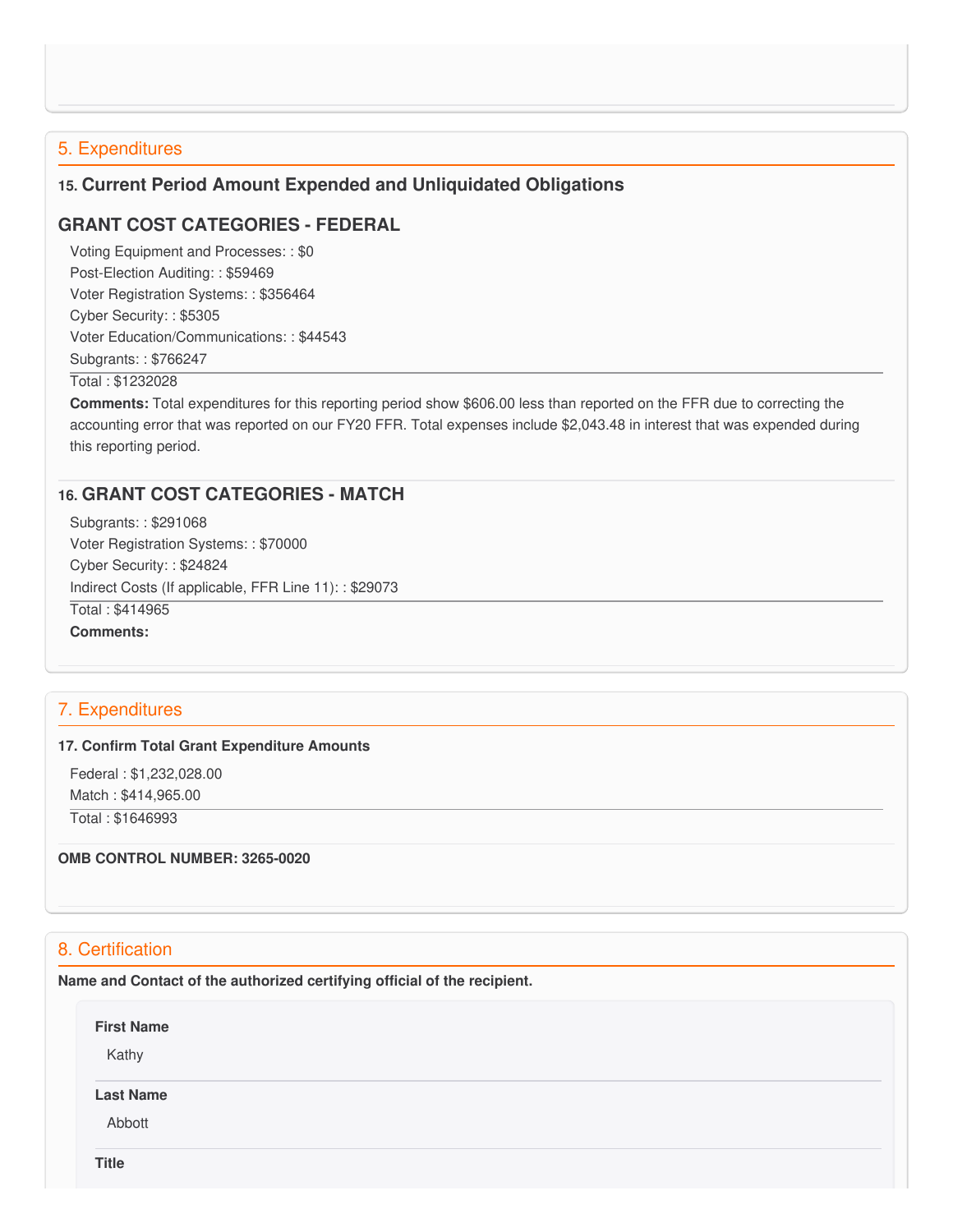## 5. Expenditures

### 15. Current Period Amount Expended and Unliquidated Obligations

### GRANT COST CATEGORIES - FEDERAL

Voting Equipment and Processes: : $0
Post-Election Auditing: : $59469
Voter Registration Systems: : $356464
Cyber Security: : $5305
Voter Education/Communications: : $44543
Subgrants: : $766247

Total : $1232028

**Comments:** Total expenditures for this reporting period show $606.00 less than reported on the FFR due to correcting the accounting error that was reported on our FY20 FFR. Total expenses include $2,043.48 in interest that was expended during this reporting period.

### 16. GRANT COST CATEGORIES - MATCH

Subgrants: : $291068
Voter Registration Systems: : $70000
Cyber Security: : $24824
Indirect Costs (If applicable, FFR Line 11): : $29073

Total : $414965

**Comments:**

## 7. Expenditures

**17. Confirm Total Grant Expenditure Amounts**

Federal : $1,232,028.00
Match : $414,965.00

Total : $1646993

**OMB CONTROL NUMBER: 3265-0020**

## 8. Certification

**Name and Contact of the authorized certifying official of the recipient.**

**First Name**

Kathy

**Last Name**

Abbott

**Title**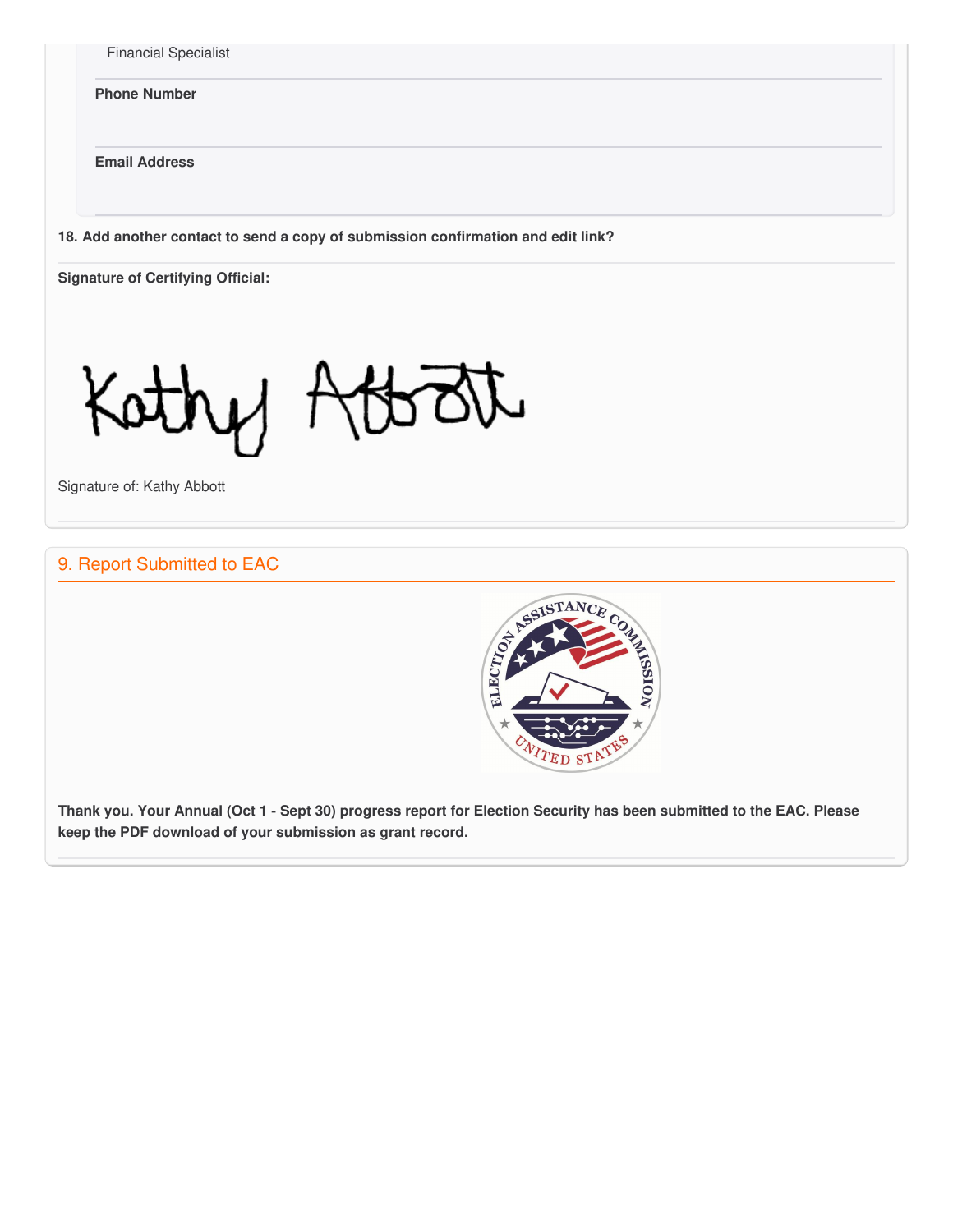Financial Specialist

**Phone Number**

**Email Address**

**18. Add another contact to send a copy of submission confirmation and edit link?**

**Signature of Certifying Official:**

Signature of: Kathy Abbott

## 9. Report Submitted to EAC

**Thank you. Your Annual (Oct 1 - Sept 30) progress report for Election Security has been submitted to the EAC. Please keep the PDF download of your submission as grant record.**